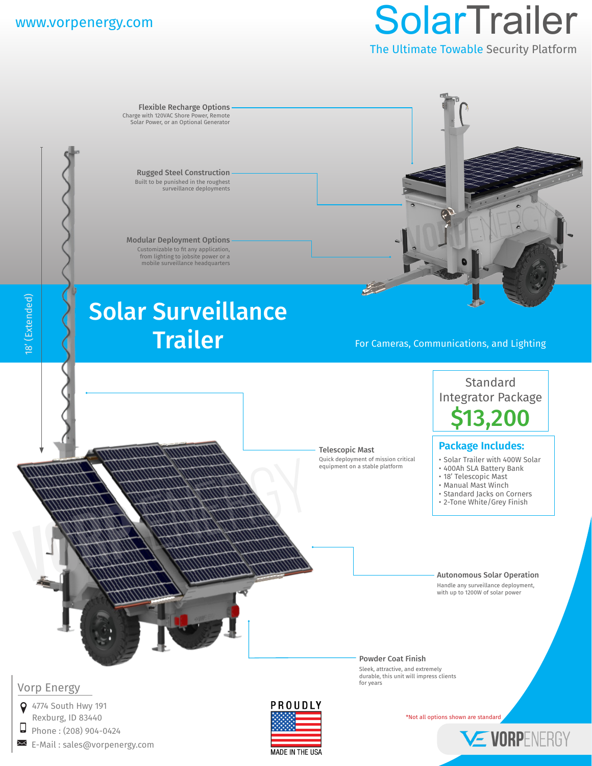www.vorpenergy.com

# SolarTrailer

The Ultimate Towable Security Platform

**Flexible Recharge Options**
Charge with 120VAC Shore Power, Remote Solar Power, or an Optional Generator

**Rugged Steel Construction**
Built to be punished in the roughest surveillance deployments

**Modular Deployment Options**
Customizable to fit any application, from lighting to jobsite power or a mobile surveillance headquarters

18' (Extended)

## Solar Surveillance Trailer

For Cameras, Communications, and Lighting

**Telescopic Mast**
Quick deployment of mission critical equipment on a stable platform

### Standard Integrator Package

## $13,200

### Package Includes:

- Solar Trailer with 400W Solar
- 400Ah SLA Battery Bank
- 18' Telescopic Mast
- Manual Mast Winch
- Standard Jacks on Corners
- 2-Tone White/Grey Finish

**Autonomous Solar Operation**
Handle any surveillance deployment, with up to 1200W of solar power

**Powder Coat Finish**
Sleek, attractive, and extremely durable, this unit will impress clients for years

*Not all options shown are standard

### Vorp Energy

4774 South Hwy 191
Rexburg, ID 83440

Phone : (208) 904-0424

E-Mail : sales@vorpenergy.com

PROUDLY MADE IN THE USA

VORPENERGY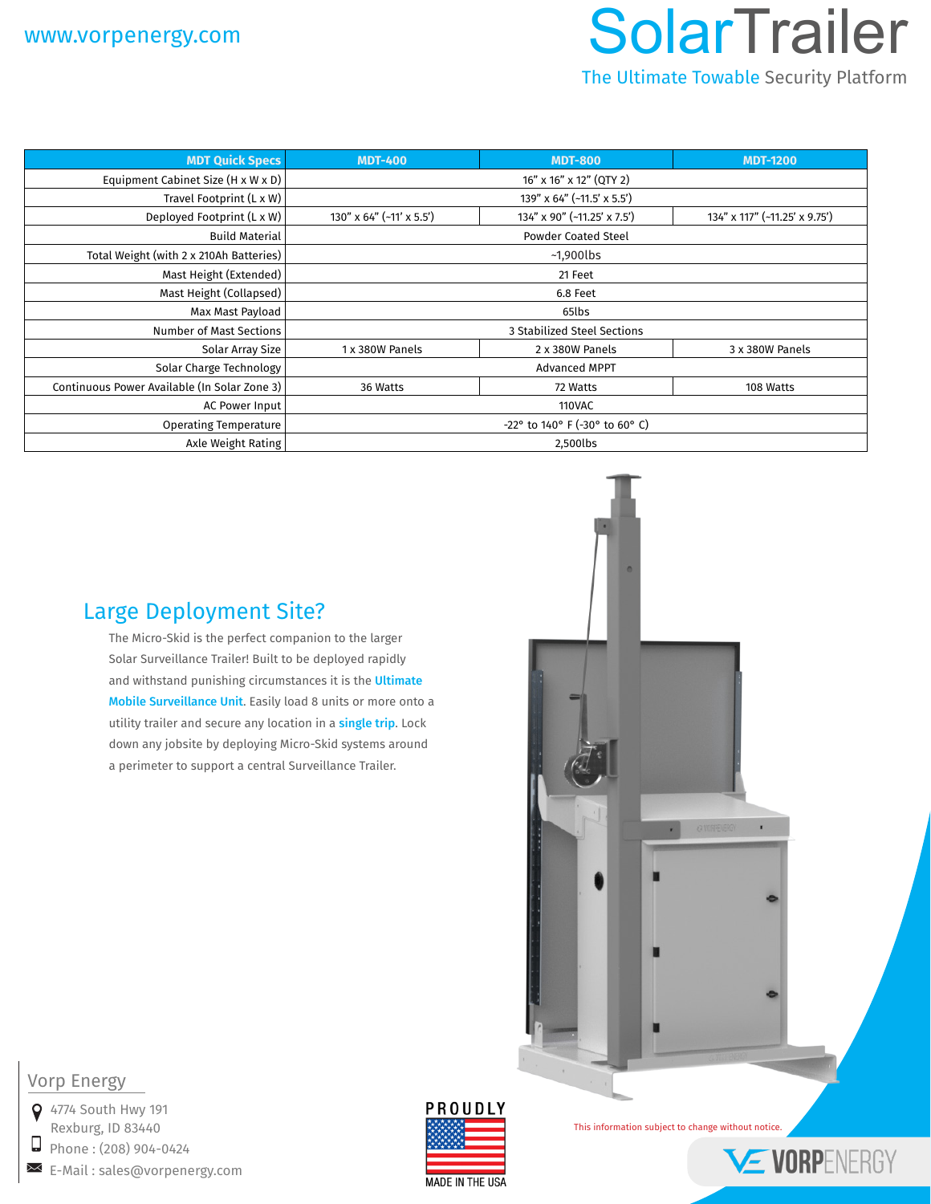www.vorpenergy.com

# SolarTrailer

The Ultimate Towable Security Platform

| MDT Quick Specs | MDT-400 | MDT-800 | MDT-1200 |
|---|---|---|---|
| Equipment Cabinet Size (H x W x D) | | 16” x 16” x 12” (QTY 2) | |
| Travel Footprint (L x W) | | 139” x 64” (~11.5’ x 5.5’) | |
| Deployed Footprint (L x W) | 130” x 64” (~11’ x 5.5’) | 134” x 90” (~11.25’ x 7.5’) | 134” x 117” (~11.25’ x 9.75’) |
| Build Material | | Powder Coated Steel | |
| Total Weight (with 2 x 210Ah Batteries) | | ~1,900lbs | |
| Mast Height (Extended) | | 21 Feet | |
| Mast Height (Collapsed) | | 6.8 Feet | |
| Max Mast Payload | | 65lbs | |
| Number of Mast Sections | | 3 Stabilized Steel Sections | |
| Solar Array Size | 1 x 380W Panels | 2 x 380W Panels | 3 x 380W Panels |
| Solar Charge Technology | | Advanced MPPT | |
| Continuous Power Available (In Solar Zone 3) | 36 Watts | 72 Watts | 108 Watts |
| AC Power Input | | 110VAC | |
| Operating Temperature | | -22° to 140° F (-30° to 60° C) | |
| Axle Weight Rating | | 2,500lbs | |

## Large Deployment Site?

The Micro-Skid is the perfect companion to the larger Solar Surveillance Trailer! Built to be deployed rapidly and withstand punishing circumstances it is the **Ultimate Mobile Surveillance Unit**. Easily load 8 units or more onto a utility trailer and secure any location in a **single trip**. Lock down any jobsite by deploying Micro-Skid systems around a perimeter to support a central Surveillance Trailer.

Vorp Energy

4774 South Hwy 191
Rexburg, ID 83440

Phone : (208) 904-0424

E-Mail : sales@vorpenergy.com

PROUDLY MADE IN THE USA

This information subject to change without notice.

VORPENERGY